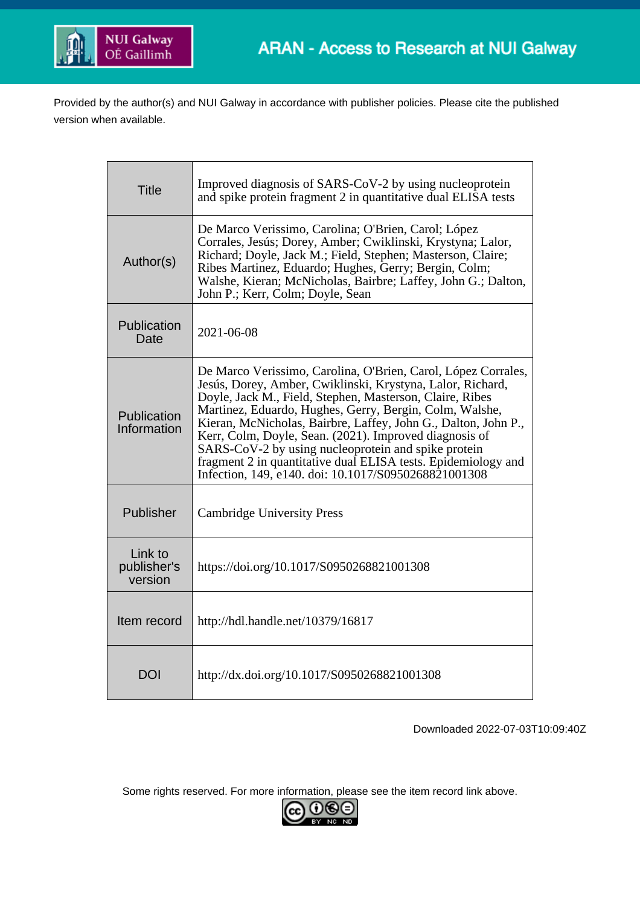NUI Galway
OÉ Gaillimh

ARAN - Access to Research at NUI Galway

Provided by the author(s) and NUI Galway in accordance with publisher policies. Please cite the published version when available.

| | |
|---|---|
| Title | Improved diagnosis of SARS-CoV-2 by using nucleoprotein and spike protein fragment 2 in quantitative dual ELISA tests |
| Author(s) | De Marco Verissimo, Carolina; O'Brien, Carol; López Corrales, Jesús; Dorey, Amber; Cwiklinski, Krystyna; Lalor, Richard; Doyle, Jack M.; Field, Stephen; Masterson, Claire; Ribes Martinez, Eduardo; Hughes, Gerry; Bergin, Colm; Walshe, Kieran; McNicholas, Bairbre; Laffey, John G.; Dalton, John P.; Kerr, Colm; Doyle, Sean |
| Publication Date | 2021-06-08 |
| Publication Information | De Marco Verissimo, Carolina, O'Brien, Carol, López Corrales, Jesús, Dorey, Amber, Cwiklinski, Krystyna, Lalor, Richard, Doyle, Jack M., Field, Stephen, Masterson, Claire, Ribes Martinez, Eduardo, Hughes, Gerry, Bergin, Colm, Walshe, Kieran, McNicholas, Bairbre, Laffey, John G., Dalton, John P., Kerr, Colm, Doyle, Sean. (2021). Improved diagnosis of SARS-CoV-2 by using nucleoprotein and spike protein fragment 2 in quantitative dual ELISA tests. Epidemiology and Infection, 149, e140. doi: 10.1017/S0950268821001308 |
| Publisher | Cambridge University Press |
| Link to publisher's version | https://doi.org/10.1017/S0950268821001308 |
| Item record | http://hdl.handle.net/10379/16817 |
| DOI | http://dx.doi.org/10.1017/S0950268821001308 |

Downloaded 2022-07-03T10:09:40Z

Some rights reserved. For more information, please see the item record link above.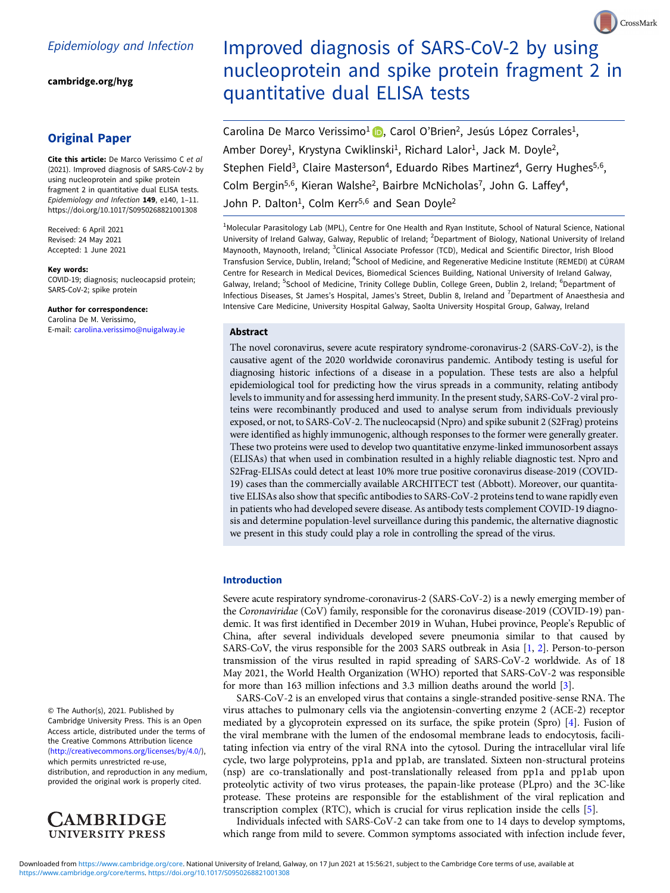# Improved diagnosis of SARS-CoV-2 by using nucleoprotein and spike protein fragment 2 in quantitative dual ELISA tests

Carolina De Marco Verissimo[1], Carol O'Brien[2], Jesús López Corrales[1], Amber Dorey[1], Krystyna Cwiklinski[1], Richard Lalor[1], Jack M. Doyle[2], Stephen Field[3], Claire Masterson[4], Eduardo Ribes Martinez[4], Gerry Hughes[5,6], Colm Bergin[5,6], Kieran Walshe[2], Bairbre McNicholas[7], John G. Laffey[4], John P. Dalton[1], Colm Kerr[5,6] and Sean Doyle[2]

[1]Molecular Parasitology Lab (MPL), Centre for One Health and Ryan Institute, School of Natural Science, National University of Ireland Galway, Galway, Republic of Ireland; [2]Department of Biology, National University of Ireland Maynooth, Maynooth, Ireland; [3]Clinical Associate Professor (TCD), Medical and Scientific Director, Irish Blood Transfusion Service, Dublin, Ireland; [4]School of Medicine, and Regenerative Medicine Institute (REMEDI) at CÚRAM Centre for Research in Medical Devices, Biomedical Sciences Building, National University of Ireland Galway, Galway, Ireland; [5]School of Medicine, Trinity College Dublin, College Green, Dublin 2, Ireland; [6]Department of Infectious Diseases, St James's Hospital, James's Street, Dublin 8, Ireland and [7]Department of Anaesthesia and Intensive Care Medicine, University Hospital Galway, Saolta University Hospital Group, Galway, Ireland

**Original Paper**

**Cite this article:** De Marco Verissimo C *et al* (2021). Improved diagnosis of SARS-CoV-2 by using nucleoprotein and spike protein fragment 2 in quantitative dual ELISA tests. *Epidemiology and Infection* **149**, e140, 1–11. https://doi.org/10.1017/S0950268821001308

Received: 6 April 2021
Revised: 24 May 2021
Accepted: 1 June 2021

**Key words:**
COVID-19; diagnosis; nucleocapsid protein; SARS-CoV-2; spike protein

**Author for correspondence:**
Carolina De M. Verissimo,
E-mail: carolina.verissimo@nuigalway.ie

© The Author(s), 2021. Published by Cambridge University Press. This is an Open Access article, distributed under the terms of the Creative Commons Attribution licence (http://creativecommons.org/licenses/by/4.0/), which permits unrestricted re-use, distribution, and reproduction in any medium, provided the original work is properly cited.

## Abstract

The novel coronavirus, severe acute respiratory syndrome-coronavirus-2 (SARS-CoV-2), is the causative agent of the 2020 worldwide coronavirus pandemic. Antibody testing is useful for diagnosing historic infections of a disease in a population. These tests are also a helpful epidemiological tool for predicting how the virus spreads in a community, relating antibody levels to immunity and for assessing herd immunity. In the present study, SARS-CoV-2 viral proteins were recombinantly produced and used to analyse serum from individuals previously exposed, or not, to SARS-CoV-2. The nucleocapsid (Npro) and spike subunit 2 (S2Frag) proteins were identified as highly immunogenic, although responses to the former were generally greater. These two proteins were used to develop two quantitative enzyme-linked immunosorbent assays (ELISAs) that when used in combination resulted in a highly reliable diagnostic test. Npro and S2Frag-ELISAs could detect at least 10% more true positive coronavirus disease-2019 (COVID-19) cases than the commercially available ARCHITECT test (Abbott). Moreover, our quantitative ELISAs also show that specific antibodies to SARS-CoV-2 proteins tend to wane rapidly even in patients who had developed severe disease. As antibody tests complement COVID-19 diagnosis and determine population-level surveillance during this pandemic, the alternative diagnostic we present in this study could play a role in controlling the spread of the virus.

## Introduction

Severe acute respiratory syndrome-coronavirus-2 (SARS-CoV-2) is a newly emerging member of the *Coronaviridae* (CoV) family, responsible for the coronavirus disease-2019 (COVID-19) pandemic. It was first identified in December 2019 in Wuhan, Hubei province, People's Republic of China, after several individuals developed severe pneumonia similar to that caused by SARS-CoV, the virus responsible for the 2003 SARS outbreak in Asia [1, 2]. Person-to-person transmission of the virus resulted in rapid spreading of SARS-CoV-2 worldwide. As of 18 May 2021, the World Health Organization (WHO) reported that SARS-CoV-2 was responsible for more than 163 million infections and 3.3 million deaths around the world [3].

SARS-CoV-2 is an enveloped virus that contains a single-stranded positive-sense RNA. The virus attaches to pulmonary cells via the angiotensin-converting enzyme 2 (ACE-2) receptor mediated by a glycoprotein expressed on its surface, the spike protein (Spro) [4]. Fusion of the viral membrane with the lumen of the endosomal membrane leads to endocytosis, facilitating infection via entry of the viral RNA into the cytosol. During the intracellular viral life cycle, two large polyproteins, pp1a and pp1ab, are translated. Sixteen non-structural proteins (nsp) are co-translationally and post-translationally released from pp1a and pp1ab upon proteolytic activity of two virus proteases, the papain-like protease (PLpro) and the 3C-like protease. These proteins are responsible for the establishment of the viral replication and transcription complex (RTC), which is crucial for virus replication inside the cells [5].

Individuals infected with SARS-CoV-2 can take from one to 14 days to develop symptoms, which range from mild to severe. Common symptoms associated with infection include fever,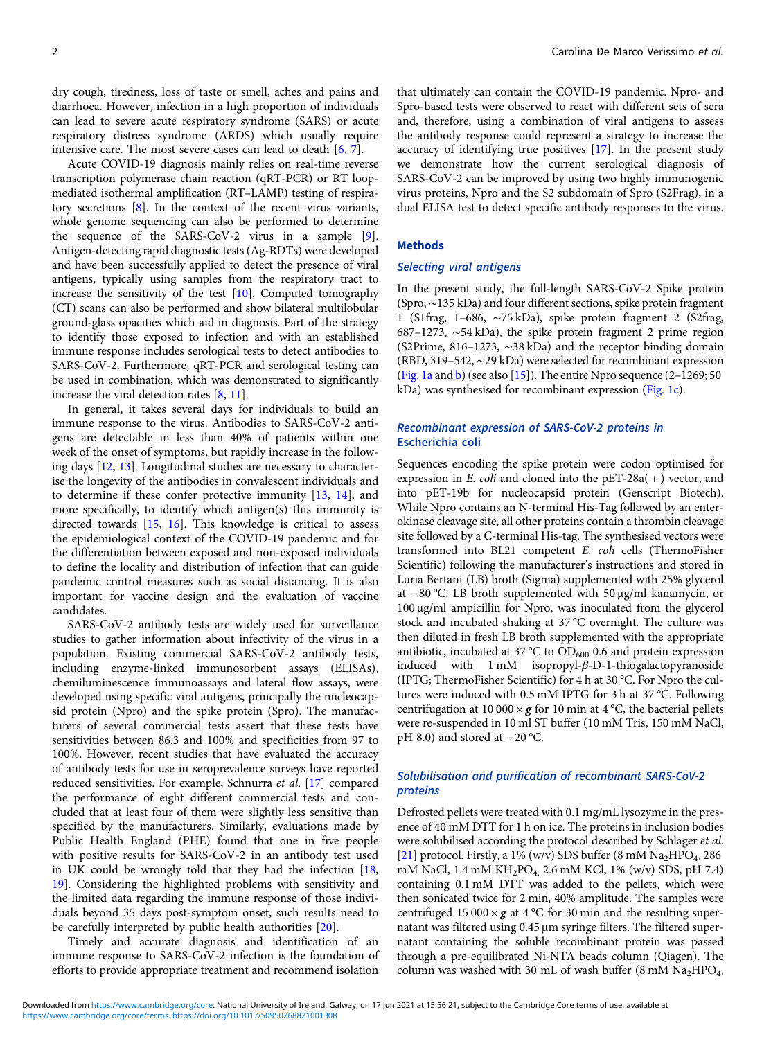dry cough, tiredness, loss of taste or smell, aches and pains and diarrhoea. However, infection in a high proportion of individuals can lead to severe acute respiratory syndrome (SARS) or acute respiratory distress syndrome (ARDS) which usually require intensive care. The most severe cases can lead to death [6, 7].

Acute COVID-19 diagnosis mainly relies on real-time reverse transcription polymerase chain reaction (qRT-PCR) or RT loop-mediated isothermal amplification (RT–LAMP) testing of respiratory secretions [8]. In the context of the recent virus variants, whole genome sequencing can also be performed to determine the sequence of the SARS-CoV-2 virus in a sample [9]. Antigen-detecting rapid diagnostic tests (Ag-RDTs) were developed and have been successfully applied to detect the presence of viral antigens, typically using samples from the respiratory tract to increase the sensitivity of the test [10]. Computed tomography (CT) scans can also be performed and show bilateral multilobular ground-glass opacities which aid in diagnosis. Part of the strategy to identify those exposed to infection and with an established immune response includes serological tests to detect antibodies to SARS-CoV-2. Furthermore, qRT-PCR and serological testing can be used in combination, which was demonstrated to significantly increase the viral detection rates [8, 11].

In general, it takes several days for individuals to build an immune response to the virus. Antibodies to SARS-CoV-2 antigens are detectable in less than 40% of patients within one week of the onset of symptoms, but rapidly increase in the following days [12, 13]. Longitudinal studies are necessary to characterise the longevity of the antibodies in convalescent individuals and to determine if these confer protective immunity [13, 14], and more specifically, to identify which antigen(s) this immunity is directed towards [15, 16]. This knowledge is critical to assess the epidemiological context of the COVID-19 pandemic and for the differentiation between exposed and non-exposed individuals to define the locality and distribution of infection that can guide pandemic control measures such as social distancing. It is also important for vaccine design and the evaluation of vaccine candidates.

SARS-CoV-2 antibody tests are widely used for surveillance studies to gather information about infectivity of the virus in a population. Existing commercial SARS-CoV-2 antibody tests, including enzyme-linked immunosorbent assays (ELISAs), chemiluminescence immunoassays and lateral flow assays, were developed using specific viral antigens, principally the nucleocapsid protein (Npro) and the spike protein (Spro). The manufacturers of several commercial tests assert that these tests have sensitivities between 86.3 and 100% and specificities from 97 to 100%. However, recent studies that have evaluated the accuracy of antibody tests for use in seroprevalence surveys have reported reduced sensitivities. For example, Schnurra *et al.* [17] compared the performance of eight different commercial tests and concluded that at least four of them were slightly less sensitive than specified by the manufacturers. Similarly, evaluations made by Public Health England (PHE) found that one in five people with positive results for SARS-CoV-2 in an antibody test used in UK could be wrongly told that they had the infection [18, 19]. Considering the highlighted problems with sensitivity and the limited data regarding the immune response of those individuals beyond 35 days post-symptom onset, such results need to be carefully interpreted by public health authorities [20].

Timely and accurate diagnosis and identification of an immune response to SARS-CoV-2 infection is the foundation of efforts to provide appropriate treatment and recommend isolation that ultimately can contain the COVID-19 pandemic. Npro- and Spro-based tests were observed to react with different sets of sera and, therefore, using a combination of viral antigens to assess the antibody response could represent a strategy to increase the accuracy of identifying true positives [17]. In the present study we demonstrate how the current serological diagnosis of SARS-CoV-2 can be improved by using two highly immunogenic virus proteins, Npro and the S2 subdomain of Spro (S2Frag), in a dual ELISA test to detect specific antibody responses to the virus.

## Methods

### Selecting viral antigens

In the present study, the full-length SARS-CoV-2 Spike protein (Spro, ~135 kDa) and four different sections, spike protein fragment 1 (S1frag, 1–686, ~75 kDa), spike protein fragment 2 (S2frag, 687–1273, ~54 kDa), the spike protein fragment 2 prime region (S2Prime, 816–1273, ~38 kDa) and the receptor binding domain (RBD, 319–542, ~29 kDa) were selected for recombinant expression (Fig. 1a and b) (see also [15]). The entire Npro sequence (2–1269; 50 kDa) was synthesised for recombinant expression (Fig. 1c).

### Recombinant expression of SARS-CoV-2 proteins in Escherichia coli

Sequences encoding the spike protein were codon optimised for expression in *E. coli* and cloned into the pET-28a(+) vector, and into pET-19b for nucleocapsid protein (Genscript Biotech). While Npro contains an N-terminal His-Tag followed by an enterokinase cleavage site, all other proteins contain a thrombin cleavage site followed by a C-terminal His-tag. The synthesised vectors were transformed into BL21 competent *E. coli* cells (ThermoFisher Scientific) following the manufacturer's instructions and stored in Luria Bertani (LB) broth (Sigma) supplemented with 25% glycerol at −80 °C. LB broth supplemented with 50 µg/ml kanamycin, or 100 µg/ml ampicillin for Npro, was inoculated from the glycerol stock and incubated shaking at 37 °C overnight. The culture was then diluted in fresh LB broth supplemented with the appropriate antibiotic, incubated at 37 °C to $OD_{600}$ 0.6 and protein expression induced with 1 mM isopropyl-*β*-D-1-thiogalactopyranoside (IPTG; ThermoFisher Scientific) for 4 h at 30 °C. For Npro the cultures were induced with 0.5 mM IPTG for 3 h at 37 °C. Following centrifugation at 10 000 × ***g*** for 10 min at 4 °C, the bacterial pellets were re-suspended in 10 ml ST buffer (10 mM Tris, 150 mM NaCl, pH 8.0) and stored at −20 °C.

### Solubilisation and purification of recombinant SARS-CoV-2 proteins

Defrosted pellets were treated with 0.1 mg/mL lysozyme in the presence of 40 mM DTT for 1 h on ice. The proteins in inclusion bodies were solubilised according the protocol described by Schlager *et al.* [21] protocol. Firstly, a 1% (w/v) SDS buffer (8 mM $Na_2HPO_4$, 286 mM NaCl, 1.4 mM $KH_2PO_4$, 2.6 mM KCl, 1% (w/v) SDS, pH 7.4) containing 0.1 mM DTT was added to the pellets, which were then sonicated twice for 2 min, 40% amplitude. The samples were centrifuged 15 000 × ***g*** at 4 °C for 30 min and the resulting supernatant was filtered using 0.45 µm syringe filters. The filtered supernatant containing the soluble recombinant protein was passed through a pre-equilibrated Ni-NTA beads column (Qiagen). The column was washed with 30 mL of wash buffer (8 mM $Na_2HPO_4$,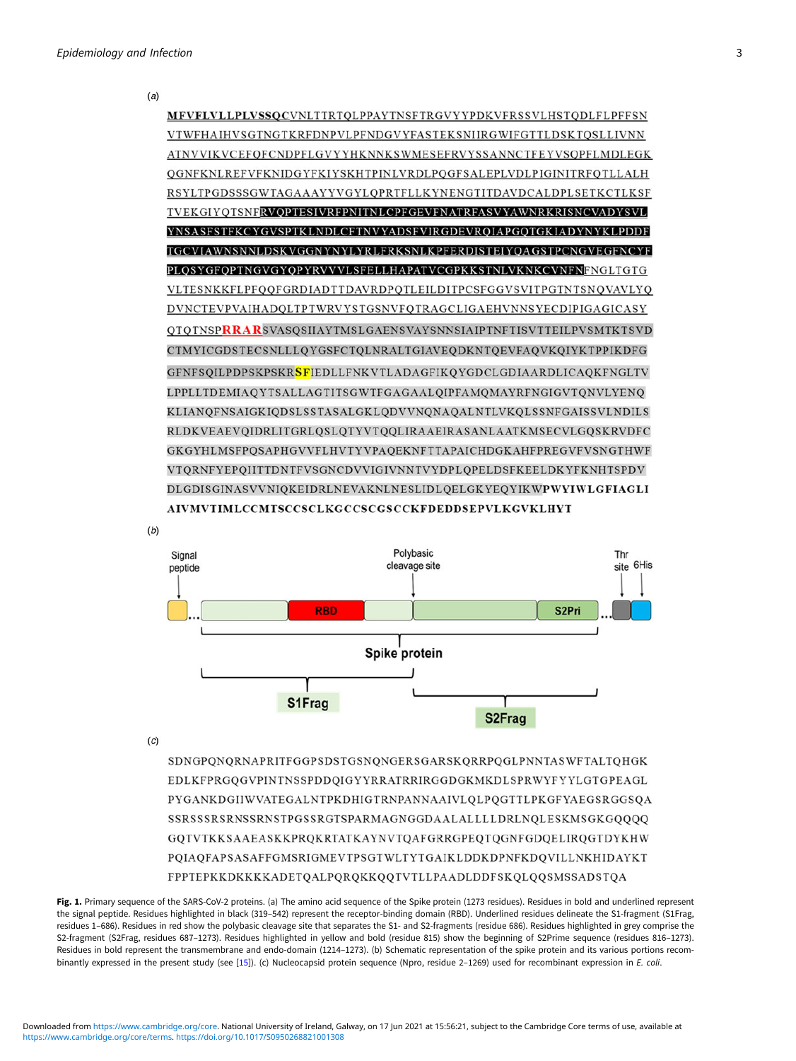(a)

**MFVFLVLLPLVSSQ**CVNLTTRTQLPPAYTNSFTRGVYYPDKVFRSSVLHSTQDLFLPFFSN
VTWFHAIHVSGTNGTKRFDNPVLPFNDGVYFASTEKSNIIRGWIFGTTLDSKTQSLLIVNN
ATNVVIKVCEFQFCNDPFLGVYYHKNNKSWMESEFRVYSSANNCTFEYVSQPFLMDLEGK
QGNFKNLREFVFKNIDGYFKIYSKHTPINLVRDLPQGFSALEPLVDLPIGINITRFQTLLALH
RSYLTPGDSSSGWTAGAAAYYVGYLQPRTFLLKYNENGTITDAVDCALDPLSETKCTLKSF
TVEKGIYQTSNFRVQPTESIVRFPNITNLCPFGEVFNATRFASVYAWNRKRISNCVADYSVL
YNSASFSTFKCYGVSPTKLNDLCFTNVYADSFVIRGDEVRQIAPGQTGKIADYNYKLPDDF
TGCVIAWNSNNLDSKVGGNYNYLYRLFRKSNLKPFERDISTEIYQAGSTPCNGVEGFNCYF
PLQSYGFQPTNGVGYQPYRVVVLSFELLHAPATVCGPKKSTNLVKNKCVNFNFNGLTGTG
VLTESNKKFLPFQQFGRDIADTTDAVRDPQTLEILDITPCSFGGVSVITPGTNTSNQVAVLYQ
DVNCTEVPVAIHADQLTPTWRVYSTGSNVFQTRAGCLIGAEHVNNSYECDIPIGAGICASY
QTQTNSP**RRAR**SVASQSIIAYTMSLGAENSVAYSNNSIAIPTNFTISVTTEILPVSMTKTSVD
CTMYICGDSTECSNLLLQYGSFCTQLNRALTGIAVEQDKNTQEVFAQVKQIYKTPPIKDFG
GFNFSQILPDPSKPSKR**SF**IEDLLFNKVTLADAGFIKQYGDCLGDIAARDLICAQKFNGLTV
LPPLLTDEMIAQYTSALLAGTITSGWTFGAGAALQIPFAMQMAYRFNGIGVTQNVLYENQ
KLIANQFNSAIGKIQDSLSSTASALGKLQDVVNQNAQALNTLVKQLSSNFGAISSVLNDILS
RLDKVEAEVQIDRLITGRLQSLQTYVTQQLIRAAEIRASANLAATKMSECVLGQSKRVDFC
GKGYHLMSFPQSAPHGVVFLHVTYVPAQEKNFTTAPAICHDGKAHFPREGVFVSNGTHWF
VTQRNFYEPQIITTDNTFVSGNCDVVIGIVNNTVYDPLQPELDSFKEELDKYFKNHTSPDV
DLGDISGINASVVNIQKEIDRLNEVAKNLNESLIDLQELGKYEQYIKW**PWYIWLGFIAGLI**
**AIVMVTIMLCCMTSCCSCLKGCCSCGSCCKFDEDDSEPVLKGVKLHYT**

(b)

Signal peptide | RBD | Polybasic cleavage site | S2Pri | Thr site | 6His

Spike protein

S1Frag | S2Frag

(c)

SDNGPQNQRNAPRITFGGPSDSTGSNQNGERSGARSKQRRPQGLPNNTASWFTALTQHGK
EDLKFPRGQGVPINTNSSPDDQIGYYRRATRRIRGGDGKMKDLSPRWYFYYLGTGPEAGL
PYGANKDGIIWVATEGALNTPKDHIGTRNPANNAAIVLQLPQGTTLPKGFYAEGSRGGSQA
SSRSSSRSRNSSRNSTPGSSRGTSPARMAGNGGDAALALLLLDRLNQLESKMSGKGQQQQ
GQTVTKKSAAEASKKPRQKRTATKAYNVTQAFGRRGPEQTQGNFGDQELIRQGTDYKHW
PQIAQFAPSASAFFGMSRIGMEVTPSGTWLTYTGAIKLDDKDPNFKDQVILLNKHIDAYKT
FPPTEPKKDKKKKADETQALPQRQKKQQTVTLLPAADLDDFSKQLQQSMSSADSTQA

**Fig. 1.** Primary sequence of the SARS-CoV-2 proteins. (a) The amino acid sequence of the Spike protein (1273 residues). Residues in bold and underlined represent the signal peptide. Residues highlighted in black (319–542) represent the receptor-binding domain (RBD). Underlined residues delineate the S1-fragment (S1Frag, residues 1–686). Residues in red show the polybasic cleavage site that separates the S1- and S2-fragments (residue 686). Residues highlighted in grey comprise the S2-fragment (S2Frag, residues 687–1273). Residues highlighted in yellow and bold (residue 815) show the beginning of S2Prime sequence (residues 816–1273). Residues in bold represent the transmembrane and endo-domain (1214–1273). (b) Schematic representation of the spike protein and its various portions recombinantly expressed in the present study (see [15]). (c) Nucleocapsid protein sequence (Npro, residue 2–1269) used for recombinant expression in *E. coli*.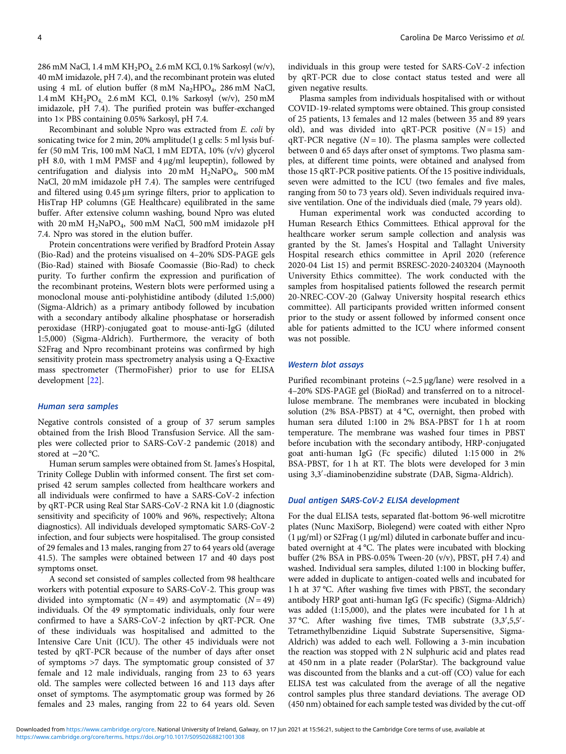286 mM NaCl, 1.4 mM $KH_2PO_4$, 2.6 mM KCl, 0.1% Sarkosyl (w/v), 40 mM imidazole, pH 7.4), and the recombinant protein was eluted using 4 mL of elution buffer (8 mM $Na_2HPO_4$, 286 mM NaCl, 1.4 mM $KH_2PO_4$, 2.6 mM KCl, 0.1% Sarkosyl (w/v), 250 mM imidazole, pH 7.4). The purified protein was buffer-exchanged into 1× PBS containing 0.05% Sarkosyl, pH 7.4.

Recombinant and soluble Npro was extracted from *E. coli* by sonicating twice for 2 min, 20% amplitude(1 g cells: 5 ml lysis buffer (50 mM Tris, 100 mM NaCl, 1 mM EDTA, 10% (v/v) glycerol pH 8.0, with 1 mM PMSF and 4 μg/ml leupeptin), followed by centrifugation and dialysis into 20 mM $H_2NaPO_4$, 500 mM NaCl, 20 mM imidazole pH 7.4). The samples were centrifuged and filtered using 0.45 μm syringe filters, prior to application to HisTrap HP columns (GE Healthcare) equilibrated in the same buffer. After extensive column washing, bound Npro was eluted with 20 mM $H_2NaPO_4$, 500 mM NaCl, 500 mM imidazole pH 7.4. Npro was stored in the elution buffer.

Protein concentrations were verified by Bradford Protein Assay (Bio-Rad) and the proteins visualised on 4–20% SDS-PAGE gels (Bio-Rad) stained with Biosafe Coomassie (Bio-Rad) to check purity. To further confirm the expression and purification of the recombinant proteins, Western blots were performed using a monoclonal mouse anti-polyhistidine antibody (diluted 1:5,000) (Sigma-Aldrich) as a primary antibody followed by incubation with a secondary antibody alkaline phosphatase or horseradish peroxidase (HRP)-conjugated goat to mouse-anti-IgG (diluted 1:5,000) (Sigma-Aldrich). Furthermore, the veracity of both S2Frag and Npro recombinant proteins was confirmed by high sensitivity protein mass spectrometry analysis using a Q-Exactive mass spectrometer (ThermoFisher) prior to use for ELISA development [22].

### Human sera samples

Negative controls consisted of a group of 37 serum samples obtained from the Irish Blood Transfusion Service. All the samples were collected prior to SARS-CoV-2 pandemic (2018) and stored at −20 °C.

Human serum samples were obtained from St. James's Hospital, Trinity College Dublin with informed consent. The first set comprised 42 serum samples collected from healthcare workers and all individuals were confirmed to have a SARS-CoV-2 infection by qRT-PCR using Real Star SARS-CoV-2 RNA kit 1.0 (diagnostic sensitivity and specificity of 100% and 96%, respectively; Altona diagnostics). All individuals developed symptomatic SARS-CoV-2 infection, and four subjects were hospitalised. The group consisted of 29 females and 13 males, ranging from 27 to 64 years old (average 41.5). The samples were obtained between 17 and 40 days post symptoms onset.

A second set consisted of samples collected from 98 healthcare workers with potential exposure to SARS-CoV-2. This group was divided into symptomatic ($N$ = 49) and asymptomatic ($N$ = 49) individuals. Of the 49 symptomatic individuals, only four were confirmed to have a SARS-CoV-2 infection by qRT-PCR. One of these individuals was hospitalised and admitted to the Intensive Care Unit (ICU). The other 45 individuals were not tested by qRT-PCR because of the number of days after onset of symptoms >7 days. The symptomatic group consisted of 37 female and 12 male individuals, ranging from 23 to 63 years old. The samples were collected between 16 and 113 days after onset of symptoms. The asymptomatic group was formed by 26 females and 23 males, ranging from 22 to 64 years old. Seven individuals in this group were tested for SARS-CoV-2 infection by qRT-PCR due to close contact status tested and were all given negative results.

Plasma samples from individuals hospitalised with or without COVID-19-related symptoms were obtained. This group consisted of 25 patients, 13 females and 12 males (between 35 and 89 years old), and was divided into qRT-PCR positive ($N$ = 15) and qRT-PCR negative ($N$ = 10). The plasma samples were collected between 0 and 65 days after onset of symptoms. Two plasma samples, at different time points, were obtained and analysed from those 15 qRT-PCR positive patients. Of the 15 positive individuals, seven were admitted to the ICU (two females and five males, ranging from 50 to 73 years old). Seven individuals required invasive ventilation. One of the individuals died (male, 79 years old).

Human experimental work was conducted according to Human Research Ethics Committees. Ethical approval for the healthcare worker serum sample collection and analysis was granted by the St. James's Hospital and Tallaght University Hospital research ethics committee in April 2020 (reference 2020-04 List 15) and permit BSRESC-2020-2403204 (Maynooth University Ethics committee). The work conducted with the samples from hospitalised patients followed the research permit 20-NREC-COV-20 (Galway University hospital research ethics committee). All participants provided written informed consent prior to the study or assent followed by informed consent once able for patients admitted to the ICU where informed consent was not possible.

### Western blot assays

Purified recombinant proteins (~2.5 μg/lane) were resolved in a 4–20% SDS-PAGE gel (BioRad) and transferred on to a nitrocellulose membrane. The membranes were incubated in blocking solution (2% BSA-PBST) at 4 °C, overnight, then probed with human sera diluted 1:100 in 2% BSA-PBST for 1 h at room temperature. The membrane was washed four times in PBST before incubation with the secondary antibody, HRP-conjugated goat anti-human IgG (Fc specific) diluted 1:15 000 in 2% BSA-PBST, for 1 h at RT. The blots were developed for 3 min using 3,3′-diaminobenzidine substrate (DAB, Sigma-Aldrich).

### Dual antigen SARS-CoV-2 ELISA development

For the dual ELISA tests, separated flat-bottom 96-well microtitre plates (Nunc MaxiSorp, Biolegend) were coated with either Npro (1 μg/ml) or S2Frag (1 μg/ml) diluted in carbonate buffer and incubated overnight at 4 °C. The plates were incubated with blocking buffer (2% BSA in PBS-0.05% Tween-20 (v/v), PBST, pH 7.4) and washed. Individual sera samples, diluted 1:100 in blocking buffer, were added in duplicate to antigen-coated wells and incubated for 1 h at 37 °C. After washing five times with PBST, the secondary antibody HRP goat anti-human IgG (Fc specific) (Sigma-Aldrich) was added (1:15,000), and the plates were incubated for 1 h at 37 °C. After washing five times, TMB substrate (3,3′,5,5′-Tetramethylbenzidine Liquid Substrate Supersensitive, Sigma-Aldrich) was added to each well. Following a 3-min incubation the reaction was stopped with 2 N sulphuric acid and plates read at 450 nm in a plate reader (PolarStar). The background value was discounted from the blanks and a cut-off (CO) value for each ELISA test was calculated from the average of all the negative control samples plus three standard deviations. The average OD (450 nm) obtained for each sample tested was divided by the cut-off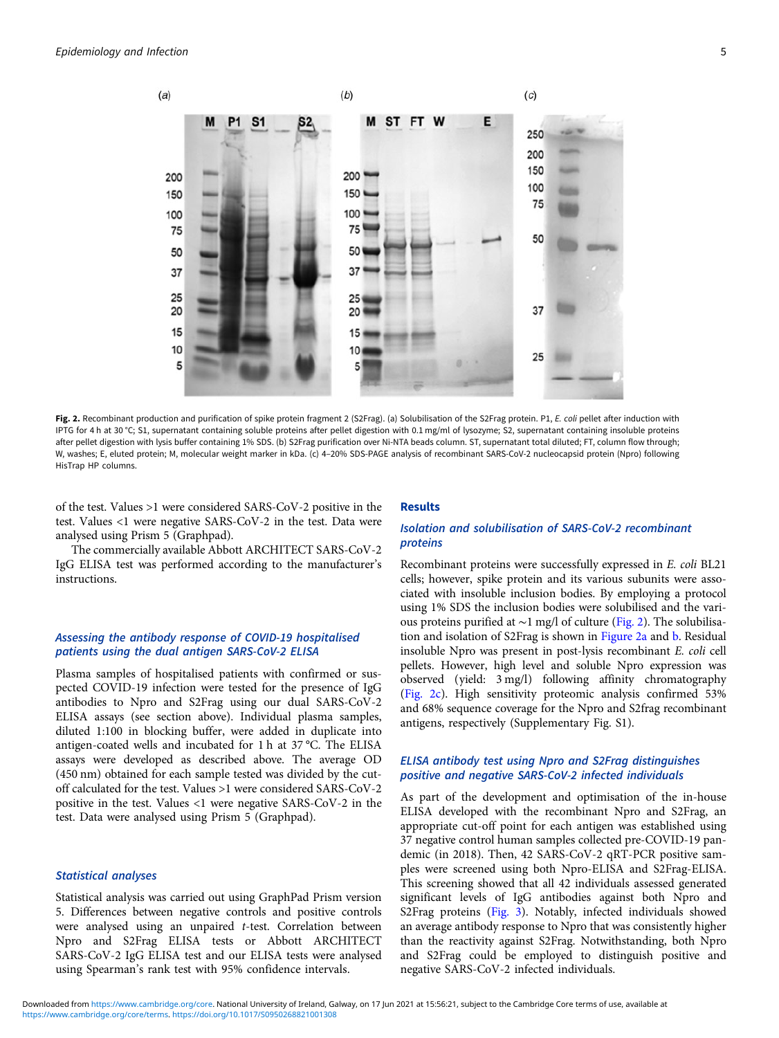Fig. 2. Recombinant production and purification of spike protein fragment 2 (S2Frag). (a) Solubilisation of the S2Frag protein. P1, *E. coli* pellet after induction with IPTG for 4 h at 30 °C; S1, supernatant containing soluble proteins after pellet digestion with 0.1 mg/ml of lysozyme; S2, supernatant containing insoluble proteins after pellet digestion with lysis buffer containing 1% SDS. (b) S2Frag purification over Ni-NTA beads column. ST, supernatant total diluted; FT, column flow through; W, washes; E, eluted protein; M, molecular weight marker in kDa. (c) 4–20% SDS-PAGE analysis of recombinant SARS-CoV-2 nucleocapsid protein (Npro) following HisTrap HP columns.

of the test. Values >1 were considered SARS-CoV-2 positive in the test. Values <1 were negative SARS-CoV-2 in the test. Data were analysed using Prism 5 (Graphpad).

The commercially available Abbott ARCHITECT SARS-CoV-2 IgG ELISA test was performed according to the manufacturer's instructions.

### Assessing the antibody response of COVID-19 hospitalised patients using the dual antigen SARS-CoV-2 ELISA

Plasma samples of hospitalised patients with confirmed or suspected COVID-19 infection were tested for the presence of IgG antibodies to Npro and S2Frag using our dual SARS-CoV-2 ELISA assays (see section above). Individual plasma samples, diluted 1:100 in blocking buffer, were added in duplicate into antigen-coated wells and incubated for 1 h at 37 °C. The ELISA assays were developed as described above. The average OD (450 nm) obtained for each sample tested was divided by the cut-off calculated for the test. Values >1 were considered SARS-CoV-2 positive in the test. Values <1 were negative SARS-CoV-2 in the test. Data were analysed using Prism 5 (Graphpad).

### Statistical analyses

Statistical analysis was carried out using GraphPad Prism version 5. Differences between negative controls and positive controls were analysed using an unpaired *t*-test. Correlation between Npro and S2Frag ELISA tests or Abbott ARCHITECT SARS-CoV-2 IgG ELISA test and our ELISA tests were analysed using Spearman's rank test with 95% confidence intervals.

## Results

### Isolation and solubilisation of SARS-CoV-2 recombinant proteins

Recombinant proteins were successfully expressed in *E. coli* BL21 cells; however, spike protein and its various subunits were associated with insoluble inclusion bodies. By employing a protocol using 1% SDS the inclusion bodies were solubilised and the various proteins purified at ∼1 mg/l of culture (Fig. 2). The solubilisation and isolation of S2Frag is shown in Figure 2a and b. Residual insoluble Npro was present in post-lysis recombinant *E. coli* cell pellets. However, high level and soluble Npro expression was observed (yield: 3 mg/l) following affinity chromatography (Fig. 2c). High sensitivity proteomic analysis confirmed 53% and 68% sequence coverage for the Npro and S2frag recombinant antigens, respectively (Supplementary Fig. S1).

### ELISA antibody test using Npro and S2Frag distinguishes positive and negative SARS-CoV-2 infected individuals

As part of the development and optimisation of the in-house ELISA developed with the recombinant Npro and S2Frag, an appropriate cut-off point for each antigen was established using 37 negative control human samples collected pre-COVID-19 pandemic (in 2018). Then, 42 SARS-CoV-2 qRT-PCR positive samples were screened using both Npro-ELISA and S2Frag-ELISA. This screening showed that all 42 individuals assessed generated significant levels of IgG antibodies against both Npro and S2Frag proteins (Fig. 3). Notably, infected individuals showed an average antibody response to Npro that was consistently higher than the reactivity against S2Frag. Notwithstanding, both Npro and S2Frag could be employed to distinguish positive and negative SARS-CoV-2 infected individuals.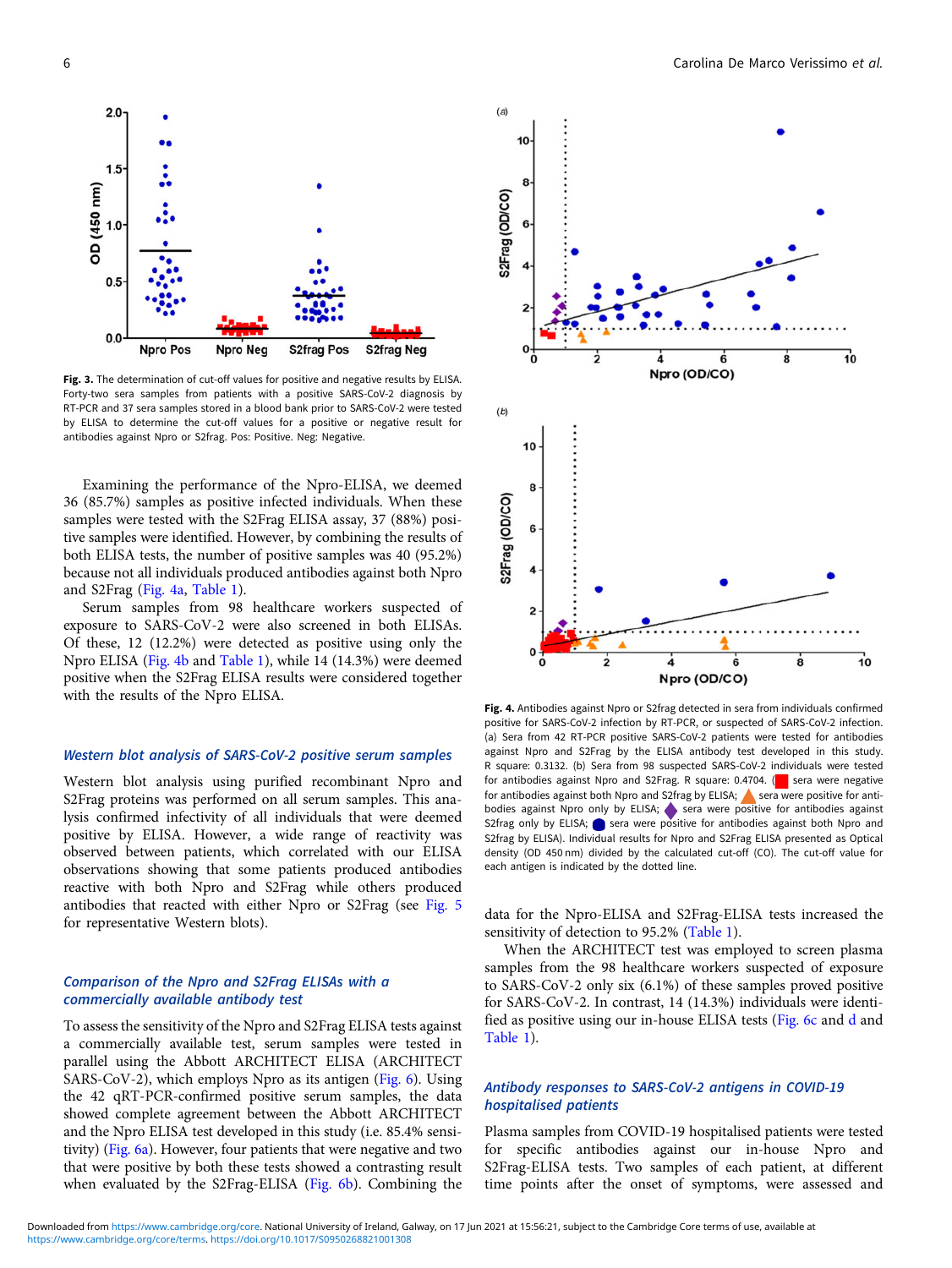**Fig. 3.** The determination of cut-off values for positive and negative results by ELISA. Forty-two sera samples from patients with a positive SARS-CoV-2 diagnosis by RT-PCR and 37 sera samples stored in a blood bank prior to SARS-CoV-2 were tested by ELISA to determine the cut-off values for a positive or negative result for antibodies against Npro or S2frag. Pos: Positive. Neg: Negative.

Examining the performance of the Npro-ELISA, we deemed 36 (85.7%) samples as positive infected individuals. When these samples were tested with the S2Frag ELISA assay, 37 (88%) positive samples were identified. However, by combining the results of both ELISA tests, the number of positive samples was 40 (95.2%) because not all individuals produced antibodies against both Npro and S2Frag (Fig. 4a, Table 1).

Serum samples from 98 healthcare workers suspected of exposure to SARS-CoV-2 were also screened in both ELISAs. Of these, 12 (12.2%) were detected as positive using only the Npro ELISA (Fig. 4b and Table 1), while 14 (14.3%) were deemed positive when the S2Frag ELISA results were considered together with the results of the Npro ELISA.

### Western blot analysis of SARS-CoV-2 positive serum samples

Western blot analysis using purified recombinant Npro and S2Frag proteins was performed on all serum samples. This analysis confirmed infectivity of all individuals that were deemed positive by ELISA. However, a wide range of reactivity was observed between patients, which correlated with our ELISA observations showing that some patients produced antibodies reactive with both Npro and S2Frag while others produced antibodies that reacted with either Npro or S2Frag (see Fig. 5 for representative Western blots).

### Comparison of the Npro and S2Frag ELISAs with a commercially available antibody test

To assess the sensitivity of the Npro and S2Frag ELISA tests against a commercially available test, serum samples were tested in parallel using the Abbott ARCHITECT ELISA (ARCHITECT SARS-CoV-2), which employs Npro as its antigen (Fig. 6). Using the 42 qRT-PCR-confirmed positive serum samples, the data showed complete agreement between the Abbott ARCHITECT and the Npro ELISA test developed in this study (i.e. 85.4% sensitivity) (Fig. 6a). However, four patients that were negative and two that were positive by both these tests showed a contrasting result when evaluated by the S2Frag-ELISA (Fig. 6b). Combining the data for the Npro-ELISA and S2Frag-ELISA tests increased the sensitivity of detection to 95.2% (Table 1).

When the ARCHITECT test was employed to screen plasma samples from the 98 healthcare workers suspected of exposure to SARS-CoV-2 only six (6.1%) of these samples proved positive for SARS-CoV-2. In contrast, 14 (14.3%) individuals were identified as positive using our in-house ELISA tests (Fig. 6c and d and Table 1).

**Fig. 4.** Antibodies against Npro or S2frag detected in sera from individuals confirmed positive for SARS-CoV-2 infection by RT-PCR, or suspected of SARS-CoV-2 infection. (a) Sera from 42 RT-PCR positive SARS-CoV-2 patients were tested for antibodies against Npro and S2Frag by the ELISA antibody test developed in this study. R square: 0.3132. (b) Sera from 98 suspected SARS-CoV-2 individuals were tested for antibodies against Npro and S2Frag. R square: 0.4704. (■ sera were negative for antibodies against both Npro and S2frag by ELISA; ▲ sera were positive for antibodies against Npro only by ELISA; ◆ sera were positive for antibodies against S2frag only by ELISA; ● sera were positive for antibodies against both Npro and S2frag by ELISA). Individual results for Npro and S2Frag ELISA presented as Optical density (OD 450 nm) divided by the calculated cut-off (CO). The cut-off value for each antigen is indicated by the dotted line.

### Antibody responses to SARS-CoV-2 antigens in COVID-19 hospitalised patients

Plasma samples from COVID-19 hospitalised patients were tested for specific antibodies against our in-house Npro and S2Frag-ELISA tests. Two samples of each patient, at different time points after the onset of symptoms, were assessed and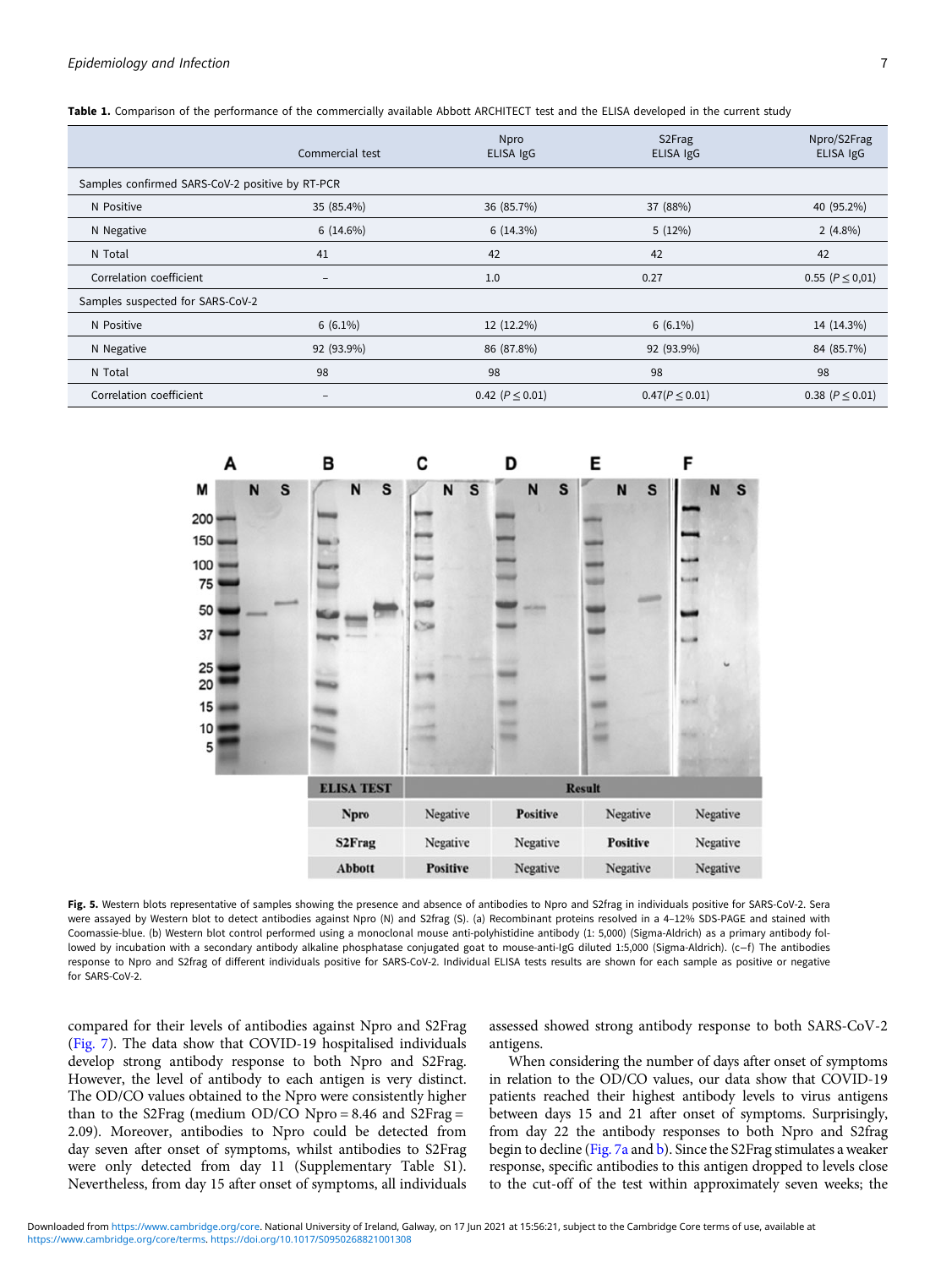**Table 1.** Comparison of the performance of the commercially available Abbott ARCHITECT test and the ELISA developed in the current study

| | Commercial test | Npro ELISA IgG | S2Frag ELISA IgG | Npro/S2Frag ELISA IgG |
|---|---|---|---|---|
| Samples confirmed SARS-CoV-2 positive by RT-PCR | | | | |
| N Positive | 35 (85.4%) | 36 (85.7%) | 37 (88%) | 40 (95.2%) |
| N Negative | 6 (14.6%) | 6 (14.3%) | 5 (12%) | 2 (4.8%) |
| N Total | 41 | 42 | 42 | 42 |
| Correlation coefficient | – | 1.0 | 0.27 | 0.55 ($P \leq 0{,}01$) |
| Samples suspected for SARS-CoV-2 | | | | |
| N Positive | 6 (6.1%) | 12 (12.2%) | 6 (6.1%) | 14 (14.3%) |
| N Negative | 92 (93.9%) | 86 (87.8%) | 92 (93.9%) | 84 (85.7%) |
| N Total | 98 | 98 | 98 | 98 |
| Correlation coefficient | – | 0.42 ($P \leq 0.01$) | 0.47($P \leq 0.01$) | 0.38 ($P \leq 0.01$) |

| ELISA TEST | C | D | E | F |
|---|---|---|---|---|
| Npro | Negative | **Positive** | Negative | Negative |
| S2Frag | Negative | Negative | **Positive** | Negative |
| Abbott | **Positive** | Negative | Negative | Negative |

**Fig. 5.** Western blots representative of samples showing the presence and absence of antibodies to Npro and S2frag in individuals positive for SARS-CoV-2. Sera were assayed by Western blot to detect antibodies against Npro (N) and S2frag (S). (a) Recombinant proteins resolved in a 4–12% SDS-PAGE and stained with Coomassie-blue. (b) Western blot control performed using a monoclonal mouse anti-polyhistidine antibody (1: 5,000) (Sigma-Aldrich) as a primary antibody followed by incubation with a secondary antibody alkaline phosphatase conjugated goat to mouse-anti-IgG diluted 1:5,000 (Sigma-Aldrich). (c–f) The antibodies response to Npro and S2frag of different individuals positive for SARS-CoV-2. Individual ELISA tests results are shown for each sample as positive or negative for SARS-CoV-2.

compared for their levels of antibodies against Npro and S2Frag (Fig. 7). The data show that COVID-19 hospitalised individuals develop strong antibody response to both Npro and S2Frag. However, the level of antibody to each antigen is very distinct. The OD/CO values obtained to the Npro were consistently higher than to the S2Frag (medium OD/CO Npro = 8.46 and S2Frag = 2.09). Moreover, antibodies to Npro could be detected from day seven after onset of symptoms, whilst antibodies to S2Frag were only detected from day 11 (Supplementary Table S1). Nevertheless, from day 15 after onset of symptoms, all individuals assessed showed strong antibody response to both SARS-CoV-2 antigens.

When considering the number of days after onset of symptoms in relation to the OD/CO values, our data show that COVID-19 patients reached their highest antibody levels to virus antigens between days 15 and 21 after onset of symptoms. Surprisingly, from day 22 the antibody responses to both Npro and S2frag begin to decline (Fig. 7a and b). Since the S2Frag stimulates a weaker response, specific antibodies to this antigen dropped to levels close to the cut-off of the test within approximately seven weeks; the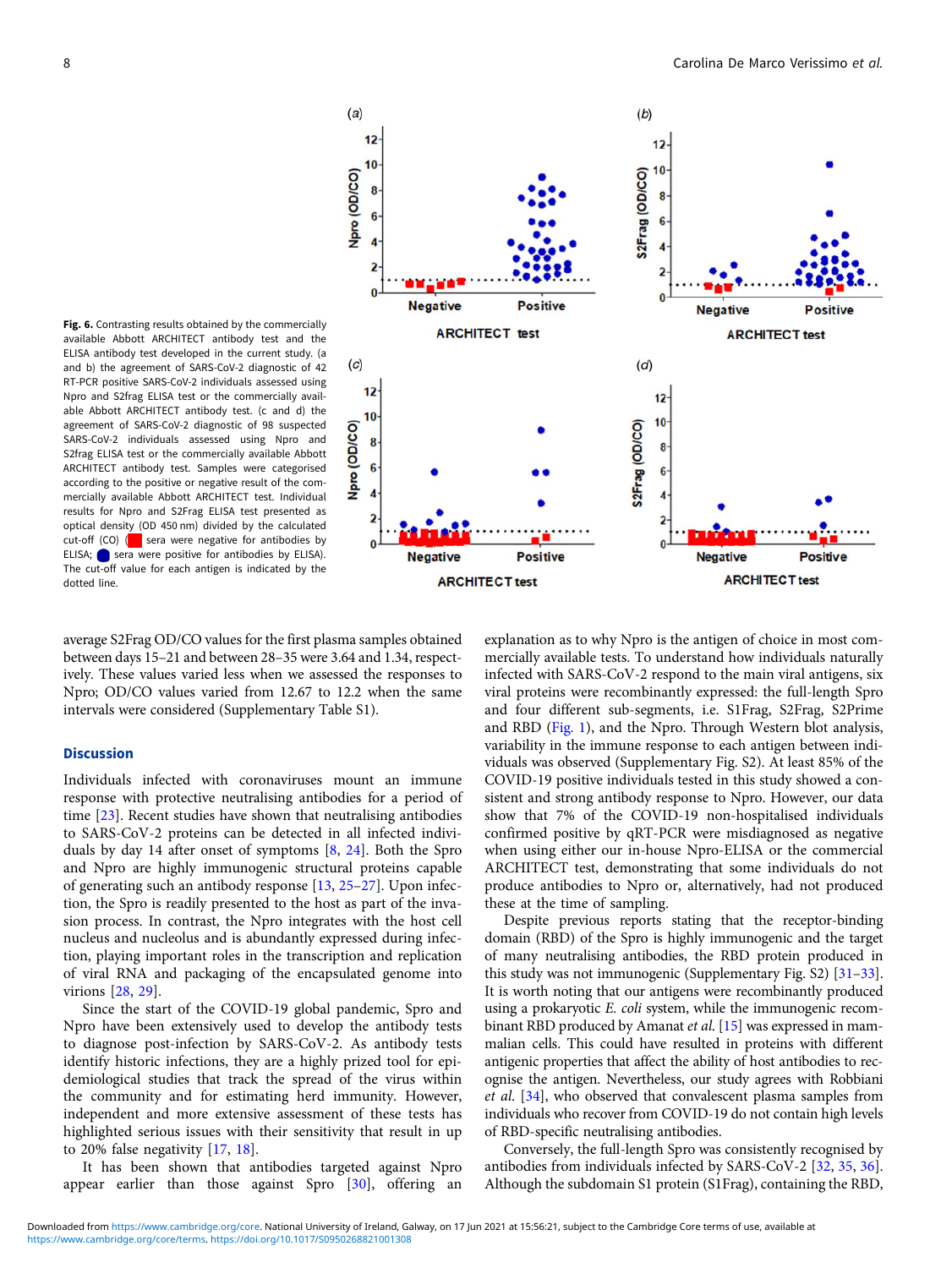Fig. 6. Contrasting results obtained by the commercially available Abbott ARCHITECT antibody test and the ELISA antibody test developed in the current study. (a and b) the agreement of SARS-CoV-2 diagnostic of 42 RT-PCR positive SARS-CoV-2 individuals assessed using Npro and S2frag ELISA test or the commercially available Abbott ARCHITECT antibody test. (c and d) the agreement of SARS-CoV-2 diagnostic of 98 suspected SARS-CoV-2 individuals assessed using Npro and S2frag ELISA test or the commercially available Abbott ARCHITECT antibody test. Samples were categorised according to the positive or negative result of the commercially available Abbott ARCHITECT test. Individual results for Npro and S2Frag ELISA test presented as optical density (OD 450 nm) divided by the calculated cut-off (CO) (■ sera were negative for antibodies by ELISA; ● sera were positive for antibodies by ELISA). The cut-off value for each antigen is indicated by the dotted line.

average S2Frag OD/CO values for the first plasma samples obtained between days 15–21 and between 28–35 were 3.64 and 1.34, respectively. These values varied less when we assessed the responses to Npro; OD/CO values varied from 12.67 to 12.2 when the same intervals were considered (Supplementary Table S1).

## Discussion

Individuals infected with coronaviruses mount an immune response with protective neutralising antibodies for a period of time [23]. Recent studies have shown that neutralising antibodies to SARS-CoV-2 proteins can be detected in all infected individuals by day 14 after onset of symptoms [8, 24]. Both the Spro and Npro are highly immunogenic structural proteins capable of generating such an antibody response [13, 25–27]. Upon infection, the Spro is readily presented to the host as part of the invasion process. In contrast, the Npro integrates with the host cell nucleus and nucleolus and is abundantly expressed during infection, playing important roles in the transcription and replication of viral RNA and packaging of the encapsulated genome into virions [28, 29].

Since the start of the COVID-19 global pandemic, Spro and Npro have been extensively used to develop the antibody tests to diagnose post-infection by SARS-CoV-2. As antibody tests identify historic infections, they are a highly prized tool for epidemiological studies that track the spread of the virus within the community and for estimating herd immunity. However, independent and more extensive assessment of these tests has highlighted serious issues with their sensitivity that result in up to 20% false negativity [17, 18].

It has been shown that antibodies targeted against Npro appear earlier than those against Spro [30], offering an explanation as to why Npro is the antigen of choice in most commercially available tests. To understand how individuals naturally infected with SARS-CoV-2 respond to the main viral antigens, six viral proteins were recombinantly expressed: the full-length Spro and four different sub-segments, i.e. S1Frag, S2Frag, S2Prime and RBD (Fig. 1), and the Npro. Through Western blot analysis, variability in the immune response to each antigen between individuals was observed (Supplementary Fig. S2). At least 85% of the COVID-19 positive individuals tested in this study showed a consistent and strong antibody response to Npro. However, our data show that 7% of the COVID-19 non-hospitalised individuals confirmed positive by qRT-PCR were misdiagnosed as negative when using either our in-house Npro-ELISA or the commercial ARCHITECT test, demonstrating that some individuals do not produce antibodies to Npro or, alternatively, had not produced these at the time of sampling.

Despite previous reports stating that the receptor-binding domain (RBD) of the Spro is highly immunogenic and the target of many neutralising antibodies, the RBD protein produced in this study was not immunogenic (Supplementary Fig. S2) [31–33]. It is worth noting that our antigens were recombinantly produced using a prokaryotic *E. coli* system, while the immunogenic recombinant RBD produced by Amanat *et al.* [15] was expressed in mammalian cells. This could have resulted in proteins with different antigenic properties that affect the ability of host antibodies to recognise the antigen. Nevertheless, our study agrees with Robbiani *et al.* [34], who observed that convalescent plasma samples from individuals who recover from COVID-19 do not contain high levels of RBD-specific neutralising antibodies.

Conversely, the full-length Spro was consistently recognised by antibodies from individuals infected by SARS-CoV-2 [32, 35, 36]. Although the subdomain S1 protein (S1Frag), containing the RBD,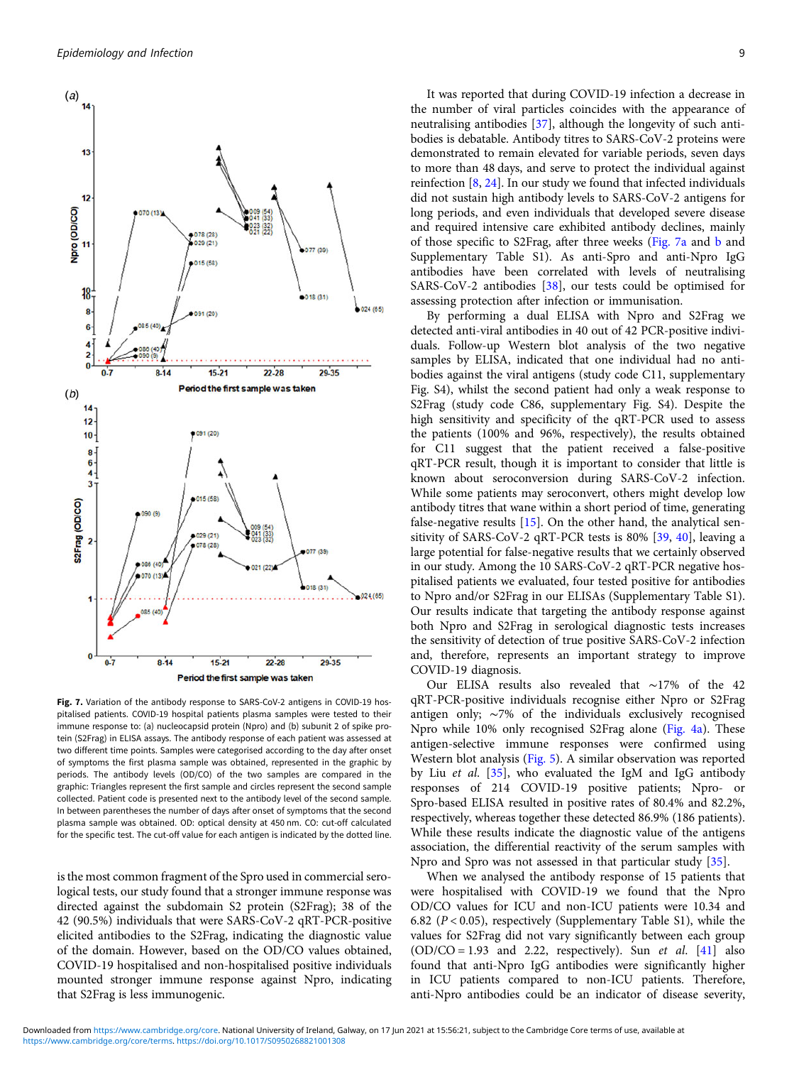**Fig. 7.** Variation of the antibody response to SARS-CoV-2 antigens in COVID-19 hospitalised patients. COVID-19 hospital patients plasma samples were tested to their immune response to: (a) nucleocapsid protein (Npro) and (b) subunit 2 of spike protein (S2Frag) in ELISA assays. The antibody response of each patient was assessed at two different time points. Samples were categorised according to the day after onset of symptoms the first plasma sample was obtained, represented in the graphic by periods. The antibody levels (OD/CO) of the two samples are compared in the graphic: Triangles represent the first sample and circles represent the second sample collected. Patient code is presented next to the antibody level of the second sample. In between parentheses the number of days after onset of symptoms that the second plasma sample was obtained. OD: optical density at 450 nm. CO: cut-off calculated for the specific test. The cut-off value for each antigen is indicated by the dotted line.

is the most common fragment of the Spro used in commercial serological tests, our study found that a stronger immune response was directed against the subdomain S2 protein (S2Frag); 38 of the 42 (90.5%) individuals that were SARS-CoV-2 qRT-PCR-positive elicited antibodies to the S2Frag, indicating the diagnostic value of the domain. However, based on the OD/CO values obtained, COVID-19 hospitalised and non-hospitalised positive individuals mounted stronger immune response against Npro, indicating that S2Frag is less immunogenic.

It was reported that during COVID-19 infection a decrease in the number of viral particles coincides with the appearance of neutralising antibodies [37], although the longevity of such antibodies is debatable. Antibody titres to SARS-CoV-2 proteins were demonstrated to remain elevated for variable periods, seven days to more than 48 days, and serve to protect the individual against reinfection [8, 24]. In our study we found that infected individuals did not sustain high antibody levels to SARS-CoV-2 antigens for long periods, and even individuals that developed severe disease and required intensive care exhibited antibody declines, mainly of those specific to S2Frag, after three weeks (Fig. 7a and b and Supplementary Table S1). As anti-Spro and anti-Npro IgG antibodies have been correlated with levels of neutralising SARS-CoV-2 antibodies [38], our tests could be optimised for assessing protection after infection or immunisation.

By performing a dual ELISA with Npro and S2Frag we detected anti-viral antibodies in 40 out of 42 PCR-positive individuals. Follow-up Western blot analysis of the two negative samples by ELISA, indicated that one individual had no antibodies against the viral antigens (study code C11, supplementary Fig. S4), whilst the second patient had only a weak response to S2Frag (study code C86, supplementary Fig. S4). Despite the high sensitivity and specificity of the qRT-PCR used to assess the patients (100% and 96%, respectively), the results obtained for C11 suggest that the patient received a false-positive qRT-PCR result, though it is important to consider that little is known about seroconversion during SARS-CoV-2 infection. While some patients may seroconvert, others might develop low antibody titres that wane within a short period of time, generating false-negative results [15]. On the other hand, the analytical sensitivity of SARS-CoV-2 qRT-PCR tests is 80% [39, 40], leaving a large potential for false-negative results that we certainly observed in our study. Among the 10 SARS-CoV-2 qRT-PCR negative hospitalised patients we evaluated, four tested positive for antibodies to Npro and/or S2Frag in our ELISAs (Supplementary Table S1). Our results indicate that targeting the antibody response against both Npro and S2Frag in serological diagnostic tests increases the sensitivity of detection of true positive SARS-CoV-2 infection and, therefore, represents an important strategy to improve COVID-19 diagnosis.

Our ELISA results also revealed that ~17% of the 42 qRT-PCR-positive individuals recognise either Npro or S2Frag antigen only; ~7% of the individuals exclusively recognised Npro while 10% only recognised S2Frag alone (Fig. 4a). These antigen-selective immune responses were confirmed using Western blot analysis (Fig. 5). A similar observation was reported by Liu *et al.* [35], who evaluated the IgM and IgG antibody responses of 214 COVID-19 positive patients; Npro- or Spro-based ELISA resulted in positive rates of 80.4% and 82.2%, respectively, whereas together these detected 86.9% (186 patients). While these results indicate the diagnostic value of the antigens association, the differential reactivity of the serum samples with Npro and Spro was not assessed in that particular study [35].

When we analysed the antibody response of 15 patients that were hospitalised with COVID-19 we found that the Npro OD/CO values for ICU and non-ICU patients were 10.34 and 6.82 ($P < 0.05$), respectively (Supplementary Table S1), while the values for S2Frag did not vary significantly between each group (OD/CO = 1.93 and 2.22, respectively). Sun *et al.* [41] also found that anti-Npro IgG antibodies were significantly higher in ICU patients compared to non-ICU patients. Therefore, anti-Npro antibodies could be an indicator of disease severity,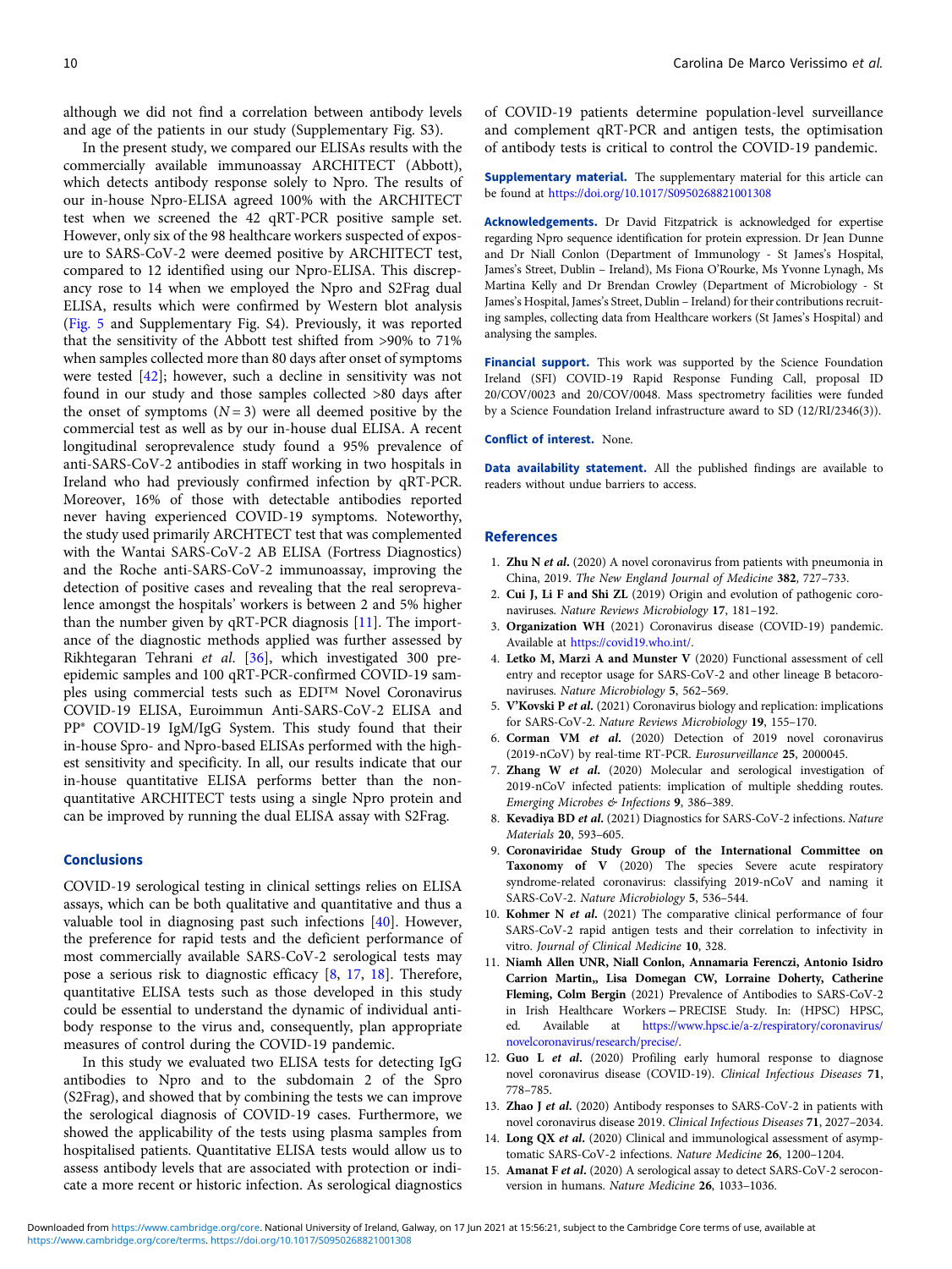although we did not find a correlation between antibody levels and age of the patients in our study (Supplementary Fig. S3).

In the present study, we compared our ELISAs results with the commercially available immunoassay ARCHITECT (Abbott), which detects antibody response solely to Npro. The results of our in-house Npro-ELISA agreed 100% with the ARCHITECT test when we screened the 42 qRT-PCR positive sample set. However, only six of the 98 healthcare workers suspected of exposure to SARS-CoV-2 were deemed positive by ARCHITECT test, compared to 12 identified using our Npro-ELISA. This discrepancy rose to 14 when we employed the Npro and S2Frag dual ELISA, results which were confirmed by Western blot analysis (Fig. 5 and Supplementary Fig. S4). Previously, it was reported that the sensitivity of the Abbott test shifted from >90% to 71% when samples collected more than 80 days after onset of symptoms were tested [42]; however, such a decline in sensitivity was not found in our study and those samples collected >80 days after the onset of symptoms ($N = 3$) were all deemed positive by the commercial test as well as by our in-house dual ELISA. A recent longitudinal seroprevalence study found a 95% prevalence of anti-SARS-CoV-2 antibodies in staff working in two hospitals in Ireland who had previously confirmed infection by qRT-PCR. Moreover, 16% of those with detectable antibodies reported never having experienced COVID-19 symptoms. Noteworthy, the study used primarily ARCHTECT test that was complemented with the Wantai SARS-CoV-2 AB ELISA (Fortress Diagnostics) and the Roche anti-SARS-CoV-2 immunoassay, improving the detection of positive cases and revealing that the real seroprevalence amongst the hospitals' workers is between 2 and 5% higher than the number given by qRT-PCR diagnosis [11]. The importance of the diagnostic methods applied was further assessed by Rikhtegaran Tehrani *et al.* [36], which investigated 300 pre-epidemic samples and 100 qRT-PCR-confirmed COVID-19 samples using commercial tests such as EDI™ Novel Coronavirus COVID-19 ELISA, Euroimmun Anti-SARS-CoV-2 ELISA and PP® COVID-19 IgM/IgG System. This study found that their in-house Spro- and Npro-based ELISAs performed with the highest sensitivity and specificity. In all, our results indicate that our in-house quantitative ELISA performs better than the non-quantitative ARCHITECT tests using a single Npro protein and can be improved by running the dual ELISA assay with S2Frag.

## Conclusions

COVID-19 serological testing in clinical settings relies on ELISA assays, which can be both qualitative and quantitative and thus a valuable tool in diagnosing past such infections [40]. However, the preference for rapid tests and the deficient performance of most commercially available SARS-CoV-2 serological tests may pose a serious risk to diagnostic efficacy [8, 17, 18]. Therefore, quantitative ELISA tests such as those developed in this study could be essential to understand the dynamic of individual antibody response to the virus and, consequently, plan appropriate measures of control during the COVID-19 pandemic.

In this study we evaluated two ELISA tests for detecting IgG antibodies to Npro and to the subdomain 2 of the Spro (S2Frag), and showed that by combining the tests we can improve the serological diagnosis of COVID-19 cases. Furthermore, we showed the applicability of the tests using plasma samples from hospitalised patients. Quantitative ELISA tests would allow us to assess antibody levels that are associated with protection or indicate a more recent or historic infection. As serological diagnostics of COVID-19 patients determine population-level surveillance and complement qRT-PCR and antigen tests, the optimisation of antibody tests is critical to control the COVID-19 pandemic.

**Supplementary material.** The supplementary material for this article can be found at https://doi.org/10.1017/S0950268821001308

**Acknowledgements.** Dr David Fitzpatrick is acknowledged for expertise regarding Npro sequence identification for protein expression. Dr Jean Dunne and Dr Niall Conlon (Department of Immunology - St James's Hospital, James's Street, Dublin – Ireland), Ms Fiona O'Rourke, Ms Yvonne Lynagh, Ms Martina Kelly and Dr Brendan Crowley (Department of Microbiology - St James's Hospital, James's Street, Dublin – Ireland) for their contributions recruiting samples, collecting data from Healthcare workers (St James's Hospital) and analysing the samples.

**Financial support.** This work was supported by the Science Foundation Ireland (SFI) COVID-19 Rapid Response Funding Call, proposal ID 20/COV/0023 and 20/COV/0048. Mass spectrometry facilities were funded by a Science Foundation Ireland infrastructure award to SD (12/RI/2346(3)).

**Conflict of interest.** None.

**Data availability statement.** All the published findings are available to readers without undue barriers to access.

## References

1. **Zhu N *et al.*** (2020) A novel coronavirus from patients with pneumonia in China, 2019. *The New England Journal of Medicine* **382**, 727–733.
2. **Cui J, Li F and Shi ZL** (2019) Origin and evolution of pathogenic coronaviruses. *Nature Reviews Microbiology* **17**, 181–192.
3. **Organization WH** (2021) Coronavirus disease (COVID-19) pandemic. Available at https://covid19.who.int/.
4. **Letko M, Marzi A and Munster V** (2020) Functional assessment of cell entry and receptor usage for SARS-CoV-2 and other lineage B betacoronaviruses. *Nature Microbiology* **5**, 562–569.
5. **V'Kovski P *et al.*** (2021) Coronavirus biology and replication: implications for SARS-CoV-2. *Nature Reviews Microbiology* **19**, 155–170.
6. **Corman VM *et al.*** (2020) Detection of 2019 novel coronavirus (2019-nCoV) by real-time RT-PCR. *Eurosurveillance* **25**, 2000045.
7. **Zhang W *et al.*** (2020) Molecular and serological investigation of 2019-nCoV infected patients: implication of multiple shedding routes. *Emerging Microbes & Infections* **9**, 386–389.
8. **Kevadiya BD *et al.*** (2021) Diagnostics for SARS-CoV-2 infections. *Nature Materials* **20**, 593–605.
9. **Coronaviridae Study Group of the International Committee on Taxonomy of V** (2020) The species Severe acute respiratory syndrome-related coronavirus: classifying 2019-nCoV and naming it SARS-CoV-2. *Nature Microbiology* **5**, 536–544.
10. **Kohmer N *et al.*** (2021) The comparative clinical performance of four SARS-CoV-2 rapid antigen tests and their correlation to infectivity in vitro. *Journal of Clinical Medicine* **10**, 328.
11. **Niamh Allen UNR, Niall Conlon, Annamaria Ferenczi, Antonio Isidro Carrion Martin,, Lisa Domegan CW, Lorraine Doherty, Catherine Fleming, Colm Bergin** (2021) Prevalence of Antibodies to SARS-CoV-2 in Irish Healthcare Workers – PRECISE Study. In: (HPSC) HPSC, ed. Available at https://www.hpsc.ie/a-z/respiratory/coronavirus/novelcoronavirus/research/precise/.
12. **Guo L *et al.*** (2020) Profiling early humoral response to diagnose novel coronavirus disease (COVID-19). *Clinical Infectious Diseases* **71**, 778–785.
13. **Zhao J *et al.*** (2020) Antibody responses to SARS-CoV-2 in patients with novel coronavirus disease 2019. *Clinical Infectious Diseases* **71**, 2027–2034.
14. **Long QX *et al.*** (2020) Clinical and immunological assessment of asymptomatic SARS-CoV-2 infections. *Nature Medicine* **26**, 1200–1204.
15. **Amanat F *et al.*** (2020) A serological assay to detect SARS-CoV-2 seroconversion in humans. *Nature Medicine* **26**, 1033–1036.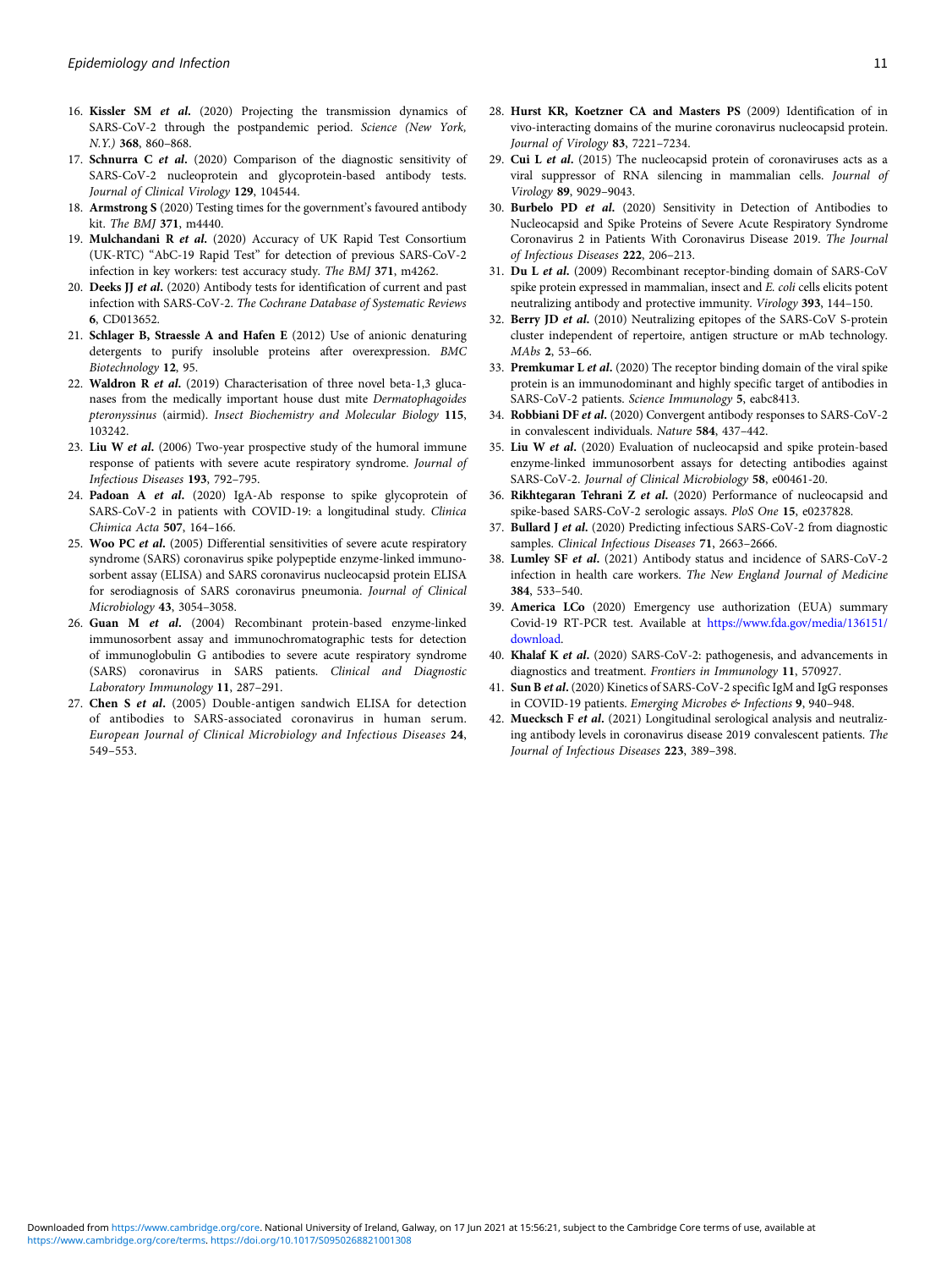16. **Kissler SM *et al.*** (2020) Projecting the transmission dynamics of SARS-CoV-2 through the postpandemic period. *Science (New York, N.Y.)* **368**, 860–868.
17. **Schnurra C *et al.*** (2020) Comparison of the diagnostic sensitivity of SARS-CoV-2 nucleoprotein and glycoprotein-based antibody tests. *Journal of Clinical Virology* **129**, 104544.
18. **Armstrong S** (2020) Testing times for the government's favoured antibody kit. *The BMJ* **371**, m4440.
19. **Mulchandani R *et al.*** (2020) Accuracy of UK Rapid Test Consortium (UK-RTC) "AbC-19 Rapid Test" for detection of previous SARS-CoV-2 infection in key workers: test accuracy study. *The BMJ* **371**, m4262.
20. **Deeks JJ *et al.*** (2020) Antibody tests for identification of current and past infection with SARS-CoV-2. *The Cochrane Database of Systematic Reviews* **6**, CD013652.
21. **Schlager B, Straessle A and Hafen E** (2012) Use of anionic denaturing detergents to purify insoluble proteins after overexpression. *BMC Biotechnology* **12**, 95.
22. **Waldron R *et al.*** (2019) Characterisation of three novel beta-1,3 glucanases from the medically important house dust mite *Dermatophagoides pteronyssinus* (airmid). *Insect Biochemistry and Molecular Biology* **115**, 103242.
23. **Liu W *et al.*** (2006) Two-year prospective study of the humoral immune response of patients with severe acute respiratory syndrome. *Journal of Infectious Diseases* **193**, 792–795.
24. **Padoan A *et al.*** (2020) IgA-Ab response to spike glycoprotein of SARS-CoV-2 in patients with COVID-19: a longitudinal study. *Clinica Chimica Acta* **507**, 164–166.
25. **Woo PC *et al.*** (2005) Differential sensitivities of severe acute respiratory syndrome (SARS) coronavirus spike polypeptide enzyme-linked immunosorbent assay (ELISA) and SARS coronavirus nucleocapsid protein ELISA for serodiagnosis of SARS coronavirus pneumonia. *Journal of Clinical Microbiology* **43**, 3054–3058.
26. **Guan M *et al.*** (2004) Recombinant protein-based enzyme-linked immunosorbent assay and immunochromatographic tests for detection of immunoglobulin G antibodies to severe acute respiratory syndrome (SARS) coronavirus in SARS patients. *Clinical and Diagnostic Laboratory Immunology* **11**, 287–291.
27. **Chen S *et al.*** (2005) Double-antigen sandwich ELISA for detection of antibodies to SARS-associated coronavirus in human serum. *European Journal of Clinical Microbiology and Infectious Diseases* **24**, 549–553.
28. **Hurst KR, Koetzner CA and Masters PS** (2009) Identification of in vivo-interacting domains of the murine coronavirus nucleocapsid protein. *Journal of Virology* **83**, 7221–7234.
29. **Cui L *et al.*** (2015) The nucleocapsid protein of coronaviruses acts as a viral suppressor of RNA silencing in mammalian cells. *Journal of Virology* **89**, 9029–9043.
30. **Burbelo PD *et al.*** (2020) Sensitivity in Detection of Antibodies to Nucleocapsid and Spike Proteins of Severe Acute Respiratory Syndrome Coronavirus 2 in Patients With Coronavirus Disease 2019. *The Journal of Infectious Diseases* **222**, 206–213.
31. **Du L *et al.*** (2009) Recombinant receptor-binding domain of SARS-CoV spike protein expressed in mammalian, insect and *E. coli* cells elicits potent neutralizing antibody and protective immunity. *Virology* **393**, 144–150.
32. **Berry JD *et al.*** (2010) Neutralizing epitopes of the SARS-CoV S-protein cluster independent of repertoire, antigen structure or mAb technology. *MAbs* **2**, 53–66.
33. **Premkumar L *et al.*** (2020) The receptor binding domain of the viral spike protein is an immunodominant and highly specific target of antibodies in SARS-CoV-2 patients. *Science Immunology* **5**, eabc8413.
34. **Robbiani DF *et al.*** (2020) Convergent antibody responses to SARS-CoV-2 in convalescent individuals. *Nature* **584**, 437–442.
35. **Liu W *et al.*** (2020) Evaluation of nucleocapsid and spike protein-based enzyme-linked immunosorbent assays for detecting antibodies against SARS-CoV-2. *Journal of Clinical Microbiology* **58**, e00461-20.
36. **Rikhtegaran Tehrani Z *et al.*** (2020) Performance of nucleocapsid and spike-based SARS-CoV-2 serologic assays. *PloS One* **15**, e0237828.
37. **Bullard J *et al.*** (2020) Predicting infectious SARS-CoV-2 from diagnostic samples. *Clinical Infectious Diseases* **71**, 2663–2666.
38. **Lumley SF *et al.*** (2021) Antibody status and incidence of SARS-CoV-2 infection in health care workers. *The New England Journal of Medicine* **384**, 533–540.
39. **America LCo** (2020) Emergency use authorization (EUA) summary Covid-19 RT-PCR test. Available at https://www.fda.gov/media/136151/download.
40. **Khalaf K *et al.*** (2020) SARS-CoV-2: pathogenesis, and advancements in diagnostics and treatment. *Frontiers in Immunology* **11**, 570927.
41. **Sun B *et al.*** (2020) Kinetics of SARS-CoV-2 specific IgM and IgG responses in COVID-19 patients. *Emerging Microbes & Infections* **9**, 940–948.
42. **Muecksch F *et al.*** (2021) Longitudinal serological analysis and neutralizing antibody levels in coronavirus disease 2019 convalescent patients. *The Journal of Infectious Diseases* **223**, 389–398.